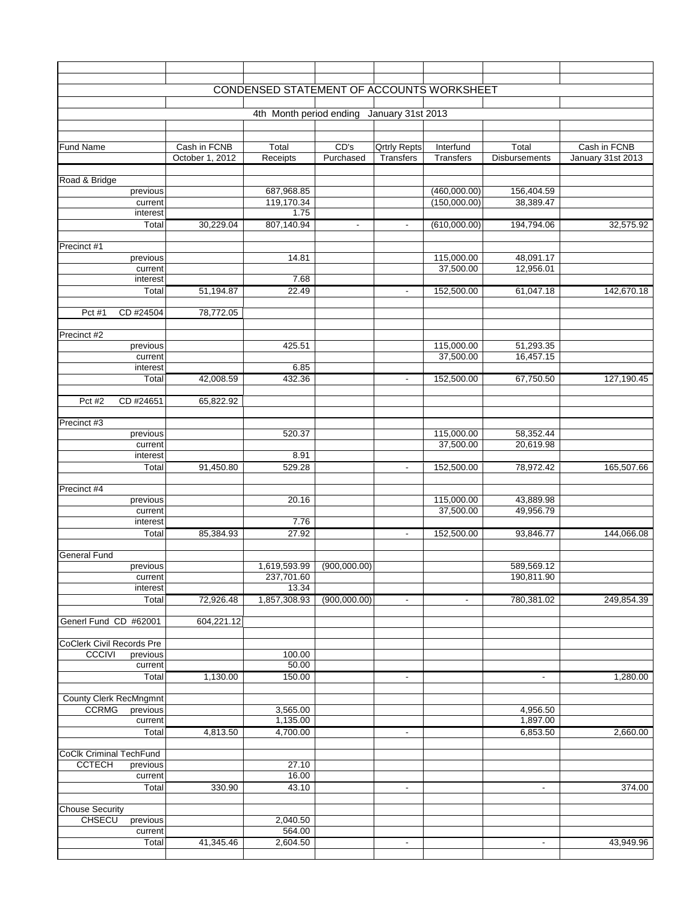## CONDENSED STATEMENT OF ACCOUNTS WORKSHEET

### 4th Month period ending January 31st 2013

| Fund Name | | Cash in FCNB October 1, 2012 | Total Receipts | CD's Purchased | Qrtrly Repts Transfers | Interfund Transfers | Total Disbursements | Cash in FCNB January 31st 2013 |
|---|---|---|---|---|---|---|---|---|
| Road & Bridge | | | | | | | | |
| | previous | | 687,968.85 | | | (460,000.00) | 156,404.59 | |
| | current | | 119,170.34 | | | (150,000.00) | 38,389.47 | |
| | interest | | 1.75 | | | | | |
| | Total | 30,229.04 | 807,140.94 | - | - | (610,000.00) | 194,794.06 | 32,575.92 |
| Precinct #1 | | | | | | | | |
| | previous | | 14.81 | | | 115,000.00 | 48,091.17 | |
| | current | | | | | 37,500.00 | 12,956.01 | |
| | interest | | 7.68 | | | | | |
| | Total | 51,194.87 | 22.49 | | - | 152,500.00 | 61,047.18 | 142,670.18 |
| Pct #1 | CD #24504 | 78,772.05 | | | | | | |
| Precinct #2 | | | | | | | | |
| | previous | | 425.51 | | | 115,000.00 | 51,293.35 | |
| | current | | | | | 37,500.00 | 16,457.15 | |
| | interest | | 6.85 | | | | | |
| | Total | 42,008.59 | 432.36 | | - | 152,500.00 | 67,750.50 | 127,190.45 |
| Pct #2 | CD #24651 | 65,822.92 | | | | | | |
| Precinct #3 | | | | | | | | |
| | previous | | 520.37 | | | 115,000.00 | 58,352.44 | |
| | current | | | | | 37,500.00 | 20,619.98 | |
| | interest | | 8.91 | | | | | |
| | Total | 91,450.80 | 529.28 | | - | 152,500.00 | 78,972.42 | 165,507.66 |
| Precinct #4 | | | | | | | | |
| | previous | | 20.16 | | | 115,000.00 | 43,889.98 | |
| | current | | | | | 37,500.00 | 49,956.79 | |
| | interest | | 7.76 | | | | | |
| | Total | 85,384.93 | 27.92 | | - | 152,500.00 | 93,846.77 | 144,066.08 |
| General Fund | | | | | | | | |
| | previous | | 1,619,593.99 | (900,000.00) | | | 589,569.12 | |
| | current | | 237,701.60 | | | | 190,811.90 | |
| | interest | | 13.34 | | | | | |
| | Total | 72,926.48 | 1,857,308.93 | (900,000.00) | - | - | 780,381.02 | 249,854.39 |
| Generl Fund CD #62001 | | 604,221.12 | | | | | | |
| CoClerk Civil Records Pre | | | | | | | | |
| CCCIVI | previous | | 100.00 | | | | | |
| | current | | 50.00 | | | | | |
| | Total | 1,130.00 | 150.00 | | - | | - | 1,280.00 |
| County Clerk RecMngmnt | | | | | | | | |
| CCRMG | previous | | 3,565.00 | | | | 4,956.50 | |
| | current | | 1,135.00 | | | | 1,897.00 | |
| | Total | 4,813.50 | 4,700.00 | | - | | 6,853.50 | 2,660.00 |
| CoClk Criminal TechFund | | | | | | | | |
| CCTECH | previous | | 27.10 | | | | | |
| | current | | 16.00 | | | | | |
| | Total | 330.90 | 43.10 | | - | | - | 374.00 |
| Chouse Security | | | | | | | | |
| CHSECU | previous | | 2,040.50 | | | | | |
| | current | | 564.00 | | | | | |
| | Total | 41,345.46 | 2,604.50 | | - | | - | 43,949.96 |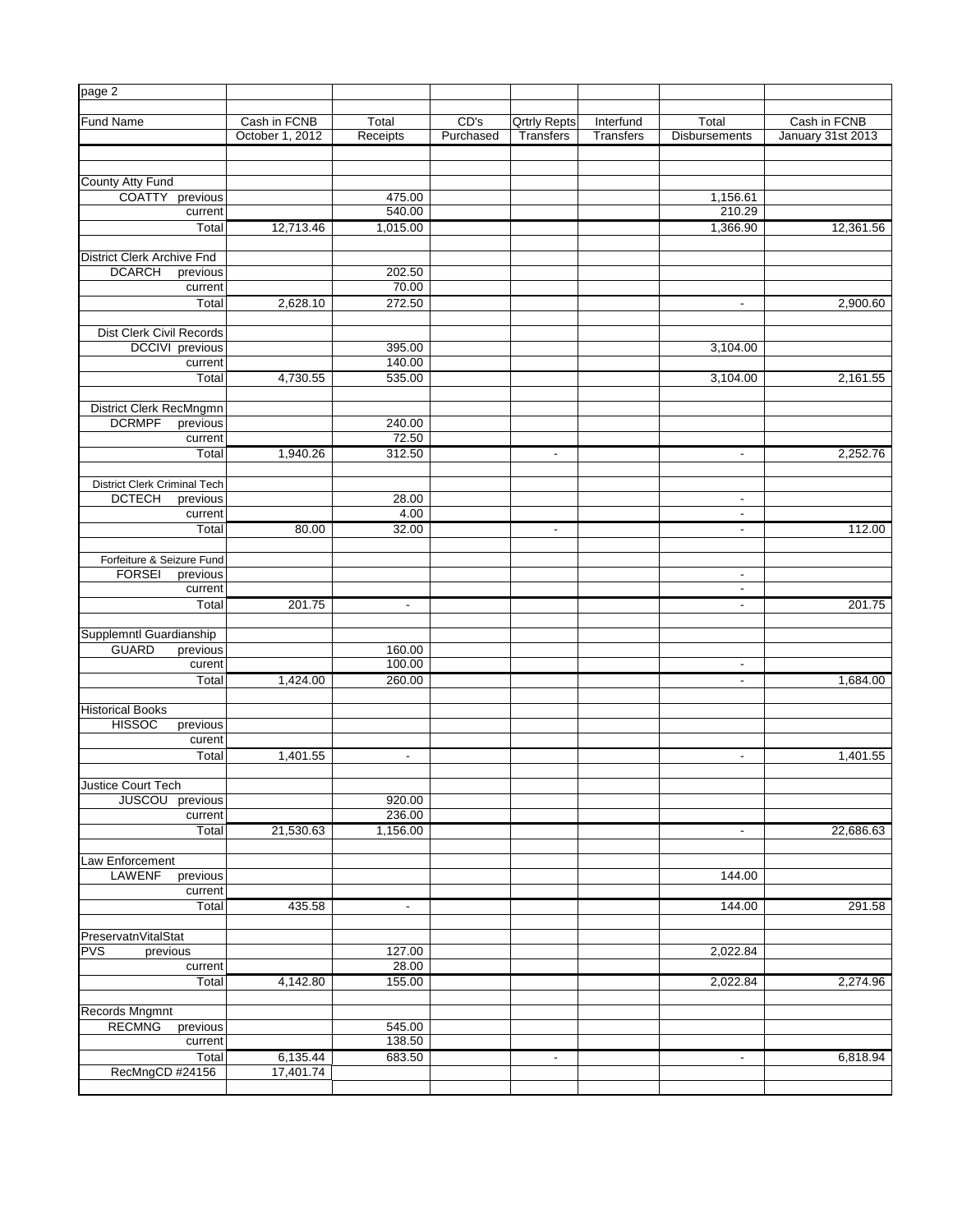| page 2 | | | | | | | |
|---|---|---|---|---|---|---|---|
| Fund Name | Cash in FCNB October 1, 2012 | Total Receipts | CD's Purchased | Qrtrly Repts Transfers | Interfund Transfers | Total Disbursements | Cash in FCNB January 31st 2013 |
| County Atty Fund | | | | | | | |
| COATTY previous | | 475.00 | | | | 1,156.61 | |
| current | | 540.00 | | | | 210.29 | |
| Total | 12,713.46 | 1,015.00 | | | | 1,366.90 | 12,361.56 |
| District Clerk Archive Fnd | | | | | | | |
| DCARCH previous | | 202.50 | | | | | |
| current | | 70.00 | | | | | |
| Total | 2,628.10 | 272.50 | | | | - | 2,900.60 |
| Dist Clerk Civil Records | | | | | | | |
| DCCIVI previous | | 395.00 | | | | 3,104.00 | |
| current | | 140.00 | | | | | |
| Total | 4,730.55 | 535.00 | | | | 3,104.00 | 2,161.55 |
| District Clerk RecMngmn | | | | | | | |
| DCRMPF previous | | 240.00 | | | | | |
| current | | 72.50 | | | | | |
| Total | 1,940.26 | 312.50 | | - | | - | 2,252.76 |
| District Clerk Criminal Tech | | | | | | | |
| DCTECH previous | | 28.00 | | | | - | |
| current | | 4.00 | | | | - | |
| Total | 80.00 | 32.00 | | - | | - | 112.00 |
| Forfeiture & Seizure Fund | | | | | | | |
| FORSEI previous | | | | | | - | |
| current | | | | | | - | |
| Total | 201.75 | - | | | | - | 201.75 |
| Supplemntl Guardianship | | | | | | | |
| GUARD previous | | 160.00 | | | | | |
| curent | | 100.00 | | | | - | |
| Total | 1,424.00 | 260.00 | | | | - | 1,684.00 |
| Historical Books | | | | | | | |
| HISSOC previous | | | | | | | |
| curent | | | | | | | |
| Total | 1,401.55 | - | | | | - | 1,401.55 |
| Justice Court Tech | | | | | | | |
| JUSCOU previous | | 920.00 | | | | | |
| current | | 236.00 | | | | | |
| Total | 21,530.63 | 1,156.00 | | | | - | 22,686.63 |
| Law Enforcement | | | | | | | |
| LAWENF previous | | | | | | 144.00 | |
| current | | | | | | | |
| Total | 435.58 | - | | | | 144.00 | 291.58 |
| PreservatnVitalStat | | | | | | | |
| PVS previous | | 127.00 | | | | 2,022.84 | |
| current | | 28.00 | | | | | |
| Total | 4,142.80 | 155.00 | | | | 2,022.84 | 2,274.96 |
| Records Mngmnt | | | | | | | |
| RECMNG previous | | 545.00 | | | | | |
| current | | 138.50 | | | | | |
| Total | 6,135.44 | 683.50 | | - | | - | 6,818.94 |
| RecMngCD #24156 | 17,401.74 | | | | | | |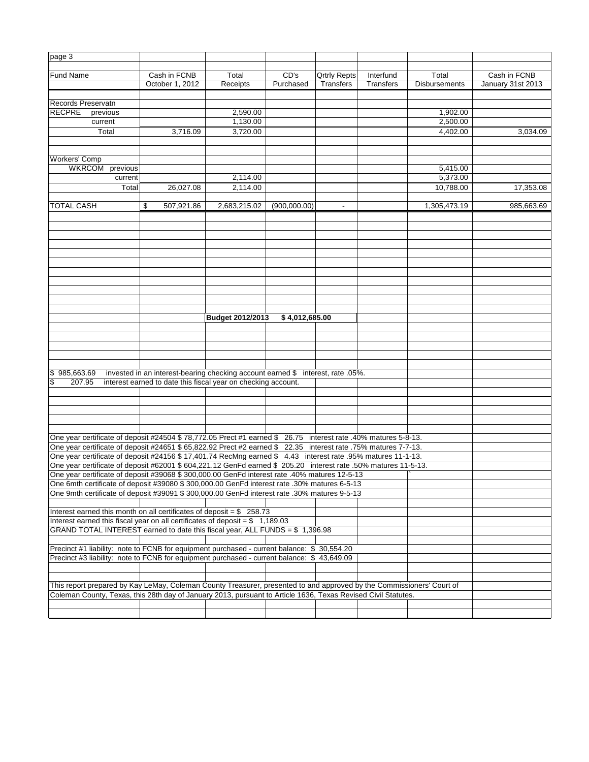page 3

| Fund Name | Cash in FCNB October 1, 2012 | Total Receipts | CD's Purchased | Qrtrly Repts Transfers | Interfund Transfers | Total Disbursements | Cash in FCNB January 31st 2013 |
|---|---|---|---|---|---|---|---|
| Records Preservatn | | | | | | | |
| RECPRE previous | | 2,590.00 | | | | 1,902.00 | |
| current | | 1,130.00 | | | | 2,500.00 | |
| Total | 3,716.09 | 3,720.00 | | | | 4,402.00 | 3,034.09 |
| Workers' Comp | | | | | | | |
| WKRCOM previous | | | | | | 5,415.00 | |
| current | | 2,114.00 | | | | 5,373.00 | |
| Total | 26,027.08 | 2,114.00 | | | | 10,788.00 | 17,353.08 |
| TOTAL CASH | $ 507,921.86 | 2,683,215.02 | (900,000.00) | - | | 1,305,473.19 | 985,663.69 |

**Budget 2012/2013 $ 4,012,685.00**

$ 985,663.69 invested in an interest-bearing checking account earned $ interest, rate .05%.
$ 207.95 interest earned to date this fiscal year on checking account.

One year certificate of deposit #24504 $ 78,772.05 Prect #1 earned $ 26.75 interest rate .40% matures 5-8-13.
One year certificate of deposit #24651 $ 65,822.92 Prect #2 earned $ 22.35 interest rate .75% matures 7-7-13.
One year certificate of deposit #24156 $ 17,401.74 RecMng earned $ 4.43 interest rate .95% matures 11-1-13.
One year certificate of deposit #62001 $ 604,221.12 GenFd earned $ 205.20 interest rate .50% matures 11-5-13.
One year certificate of deposit #39068 $ 300,000.00 GenFd interest rate .40% matures 12-5-13
One 6mth certificate of deposit #39080 $ 300,000.00 GenFd interest rate .30% matures 6-5-13
One 9mth certificate of deposit #39091 $ 300,000.00 GenFd interest rate .30% matures 9-5-13

Interest earned this month on all certificates of deposit = $ 258.73
Interest earned this fiscal year on all certificates of deposit = $ 1,189.03
GRAND TOTAL INTEREST earned to date this fiscal year, ALL FUNDS = $ 1,396.98

Precinct #1 liability: note to FCNB for equipment purchased - current balance: $ 30,554.20
Precinct #3 liability: note to FCNB for equipment purchased - current balance: $ 43,649.09

This report prepared by Kay LeMay, Coleman County Treasurer, presented to and approved by the Commissioners' Court of Coleman County, Texas, this 28th day of January 2013, pursuant to Article 1636, Texas Revised Civil Statutes.